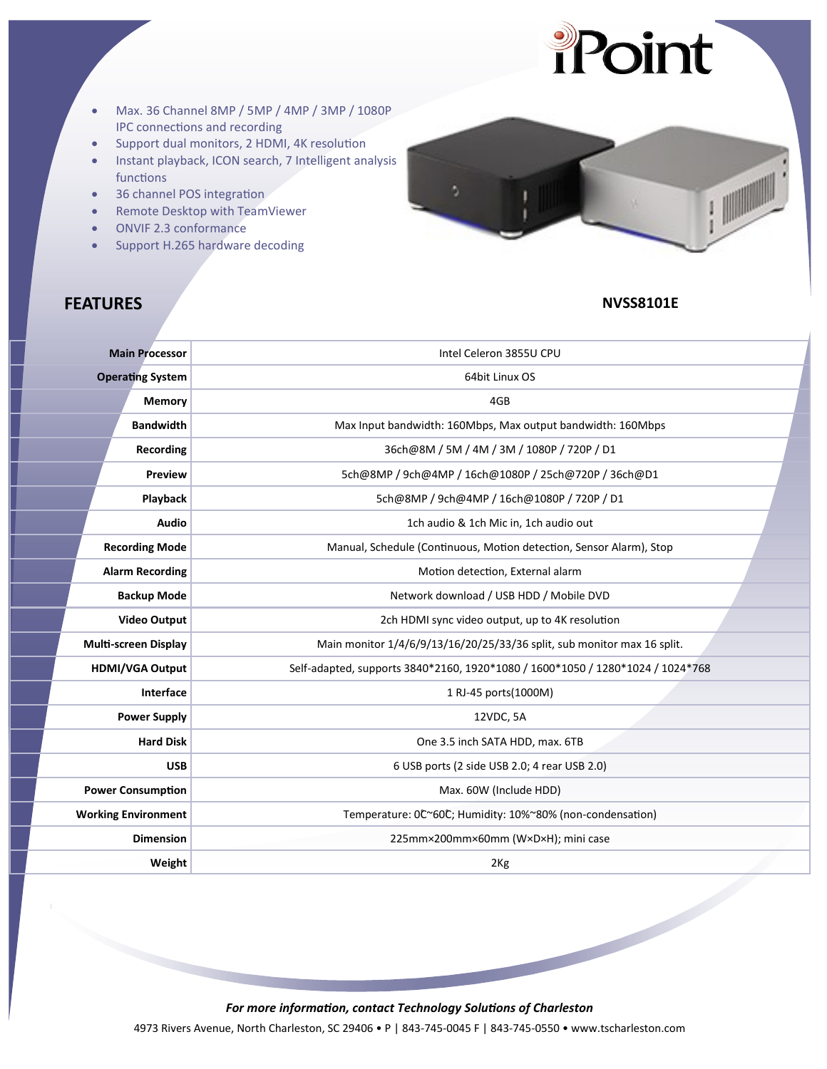iPoint

- Max. 36 Channel 8MP / 5MP / 4MP / 3MP / 1080P IPC connections and recording
- Support dual monitors, 2 HDMI, 4K resolution
- Instant playback, ICON search, 7 Intelligent analysis functions
- 36 channel POS integration
- Remote Desktop with TeamViewer
- ONVIF 2.3 conformance
- Support H.265 hardware decoding

## FEATURES

**NVSS8101E**

| | |
|---|---|
| **Main Processor** | Intel Celeron 3855U CPU |
| **Operating System** | 64bit Linux OS |
| **Memory** | 4GB |
| **Bandwidth** | Max Input bandwidth: 160Mbps, Max output bandwidth: 160Mbps |
| **Recording** | 36ch@8M / 5M / 4M / 3M / 1080P / 720P / D1 |
| **Preview** | 5ch@8MP / 9ch@4MP / 16ch@1080P / 25ch@720P / 36ch@D1 |
| **Playback** | 5ch@8MP / 9ch@4MP / 16ch@1080P / 720P / D1 |
| **Audio** | 1ch audio & 1ch Mic in, 1ch audio out |
| **Recording Mode** | Manual, Schedule (Continuous, Motion detection, Sensor Alarm), Stop |
| **Alarm Recording** | Motion detection, External alarm |
| **Backup Mode** | Network download / USB HDD / Mobile DVD |
| **Video Output** | 2ch HDMI sync video output, up to 4K resolution |
| **Multi-screen Display** | Main monitor 1/4/6/9/13/16/20/25/33/36 split, sub monitor max 16 split. |
| **HDMI/VGA Output** | Self-adapted, supports 3840*2160, 1920*1080 / 1600*1050 / 1280*1024 / 1024*768 |
| **Interface** | 1 RJ-45 ports(1000M) |
| **Power Supply** | 12VDC, 5A |
| **Hard Disk** | One 3.5 inch SATA HDD, max. 6TB |
| **USB** | 6 USB ports (2 side USB 2.0; 4 rear USB 2.0) |
| **Power Consumption** | Max. 60W (Include HDD) |
| **Working Environment** | Temperature: 0℃~60℃; Humidity: 10%~80% (non-condensation) |
| **Dimension** | 225mm×200mm×60mm (W×D×H); mini case |
| **Weight** | 2Kg |

*For more information, contact Technology Solutions of Charleston*

4973 Rivers Avenue, North Charleston, SC 29406 • P | 843-745-0045 F | 843-745-0550 • www.tscharleston.com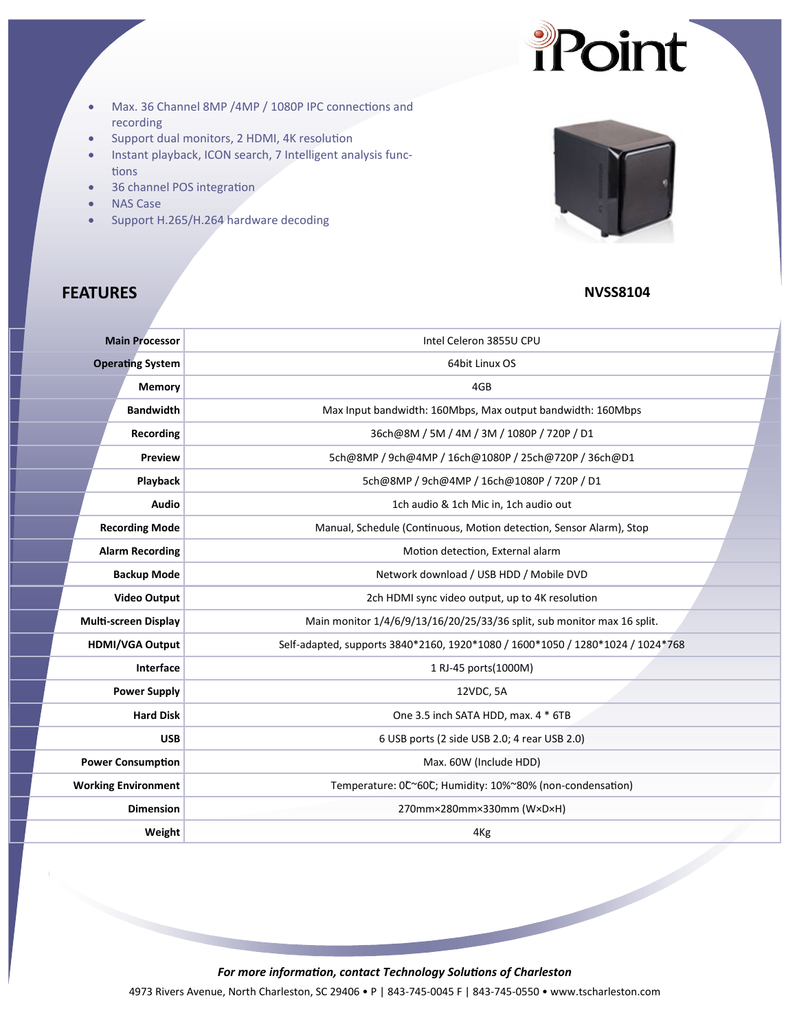- Max. 36 Channel 8MP /4MP / 1080P IPC connections and recording
- Support dual monitors, 2 HDMI, 4K resolution
- Instant playback, ICON search, 7 Intelligent analysis functions
- 36 channel POS integration
- NAS Case
- Support H.265/H.264 hardware decoding

## FEATURES

**NVSS8104**

| | |
|---|---|
| **Main Processor** | Intel Celeron 3855U CPU |
| **Operating System** | 64bit Linux OS |
| **Memory** | 4GB |
| **Bandwidth** | Max Input bandwidth: 160Mbps, Max output bandwidth: 160Mbps |
| **Recording** | 36ch@8M / 5M / 4M / 3M / 1080P / 720P / D1 |
| **Preview** | 5ch@8MP / 9ch@4MP / 16ch@1080P / 25ch@720P / 36ch@D1 |
| **Playback** | 5ch@8MP / 9ch@4MP / 16ch@1080P / 720P / D1 |
| **Audio** | 1ch audio & 1ch Mic in, 1ch audio out |
| **Recording Mode** | Manual, Schedule (Continuous, Motion detection, Sensor Alarm), Stop |
| **Alarm Recording** | Motion detection, External alarm |
| **Backup Mode** | Network download / USB HDD / Mobile DVD |
| **Video Output** | 2ch HDMI sync video output, up to 4K resolution |
| **Multi-screen Display** | Main monitor 1/4/6/9/13/16/20/25/33/36 split, sub monitor max 16 split. |
| **HDMI/VGA Output** | Self-adapted, supports 3840*2160, 1920*1080 / 1600*1050 / 1280*1024 / 1024*768 |
| **Interface** | 1 RJ-45 ports(1000M) |
| **Power Supply** | 12VDC, 5A |
| **Hard Disk** | One 3.5 inch SATA HDD, max. 4 * 6TB |
| **USB** | 6 USB ports (2 side USB 2.0; 4 rear USB 2.0) |
| **Power Consumption** | Max. 60W (Include HDD) |
| **Working Environment** | Temperature: 0℃~60℃; Humidity: 10%~80% (non-condensation) |
| **Dimension** | 270mm×280mm×330mm (W×D×H) |
| **Weight** | 4Kg |

*For more information, contact Technology Solutions of Charleston*

4973 Rivers Avenue, North Charleston, SC 29406 • P | 843-745-0045 F | 843-745-0550 • www.tscharleston.com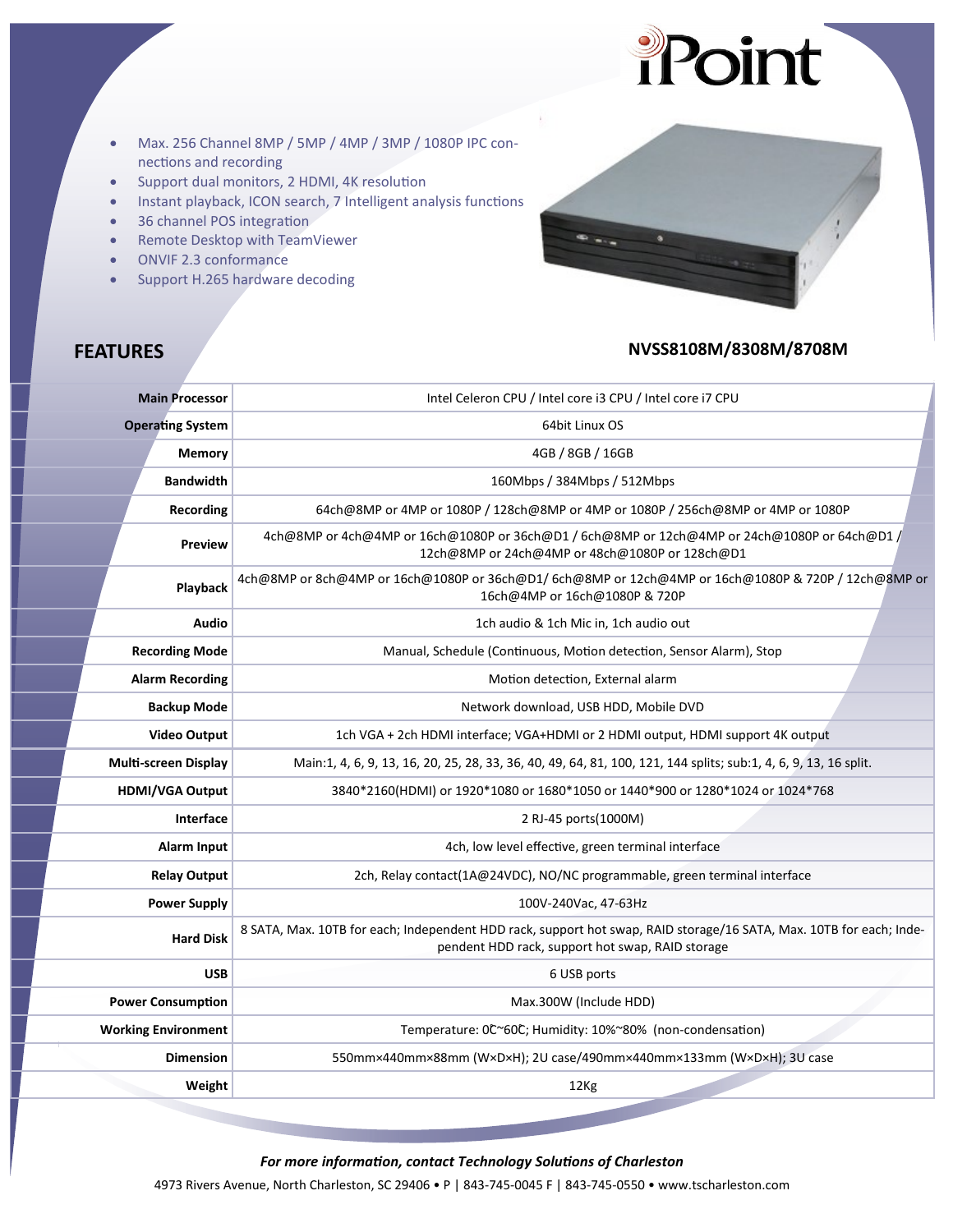iPoint

- Max. 256 Channel 8MP / 5MP / 4MP / 3MP / 1080P IPC connections and recording
- Support dual monitors, 2 HDMI, 4K resolution
- Instant playback, ICON search, 7 Intelligent analysis functions
- 36 channel POS integration
- Remote Desktop with TeamViewer
- ONVIF 2.3 conformance
- Support H.265 hardware decoding

## FEATURES

## NVSS8108M/8308M/8708M

| | |
|---|---|
| **Main Processor** | Intel Celeron CPU / Intel core i3 CPU / Intel core i7 CPU |
| **Operating System** | 64bit Linux OS |
| **Memory** | 4GB / 8GB / 16GB |
| **Bandwidth** | 160Mbps / 384Mbps / 512Mbps |
| **Recording** | 64ch@8MP or 4MP or 1080P / 128ch@8MP or 4MP or 1080P / 256ch@8MP or 4MP or 1080P |
| **Preview** | 4ch@8MP or 4ch@4MP or 16ch@1080P or 36ch@D1 / 6ch@8MP or 12ch@4MP or 24ch@1080P or 64ch@D1 / 12ch@8MP or 24ch@4MP or 48ch@1080P or 128ch@D1 |
| **Playback** | 4ch@8MP or 8ch@4MP or 16ch@1080P or 36ch@D1/ 6ch@8MP or 12ch@4MP or 16ch@1080P & 720P / 12ch@8MP or 16ch@4MP or 16ch@1080P & 720P |
| **Audio** | 1ch audio & 1ch Mic in, 1ch audio out |
| **Recording Mode** | Manual, Schedule (Continuous, Motion detection, Sensor Alarm), Stop |
| **Alarm Recording** | Motion detection, External alarm |
| **Backup Mode** | Network download, USB HDD, Mobile DVD |
| **Video Output** | 1ch VGA + 2ch HDMI interface; VGA+HDMI or 2 HDMI output, HDMI support 4K output |
| **Multi-screen Display** | Main:1, 4, 6, 9, 13, 16, 20, 25, 28, 33, 36, 40, 49, 64, 81, 100, 121, 144 splits; sub:1, 4, 6, 9, 13, 16 split. |
| **HDMI/VGA Output** | 3840*2160(HDMI) or 1920*1080 or 1680*1050 or 1440*900 or 1280*1024 or 1024*768 |
| **Interface** | 2 RJ-45 ports(1000M) |
| **Alarm Input** | 4ch, low level effective, green terminal interface |
| **Relay Output** | 2ch, Relay contact(1A@24VDC), NO/NC programmable, green terminal interface |
| **Power Supply** | 100V-240Vac, 47-63Hz |
| **Hard Disk** | 8 SATA, Max. 10TB for each; Independent HDD rack, support hot swap, RAID storage/16 SATA, Max. 10TB for each; Independent HDD rack, support hot swap, RAID storage |
| **USB** | 6 USB ports |
| **Power Consumption** | Max.300W (Include HDD) |
| **Working Environment** | Temperature: 0℃~60℃; Humidity: 10%~80% (non-condensation) |
| **Dimension** | 550mm×440mm×88mm (W×D×H); 2U case/490mm×440mm×133mm (W×D×H); 3U case |
| **Weight** | 12Kg |

***For more information, contact Technology Solutions of Charleston***

4973 Rivers Avenue, North Charleston, SC 29406 • P | 843-745-0045 F | 843-745-0550 • www.tscharleston.com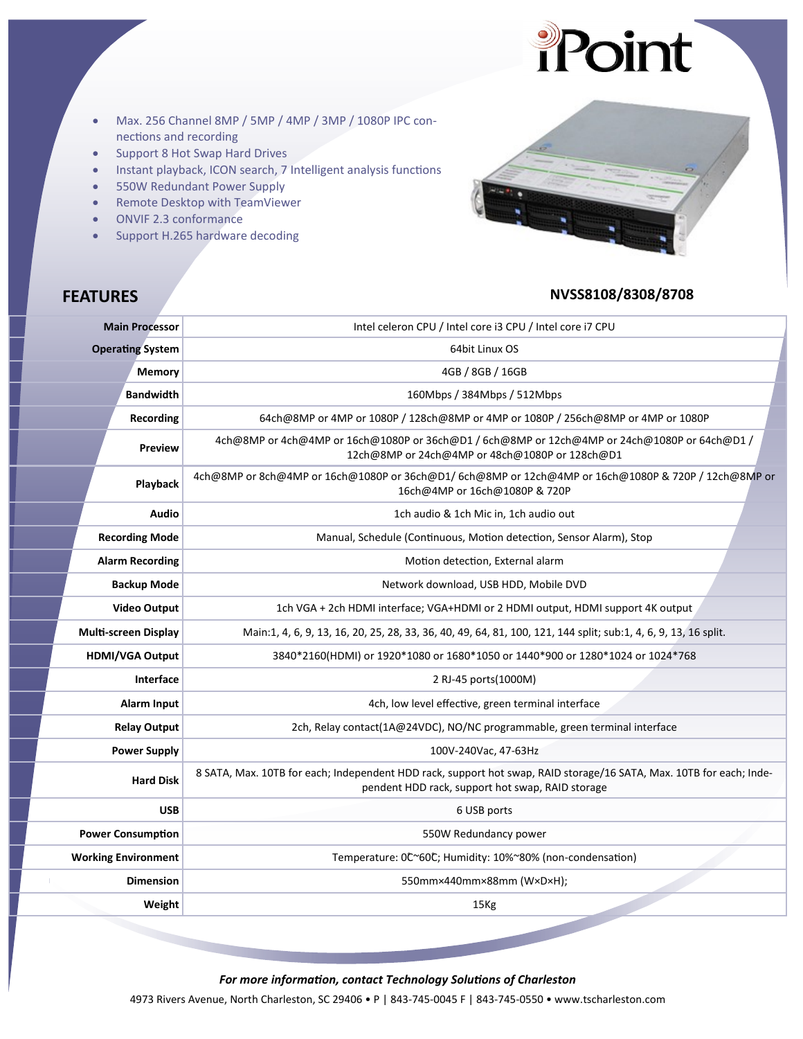iPoint

- Max. 256 Channel 8MP / 5MP / 4MP / 3MP / 1080P IPC connections and recording
- Support 8 Hot Swap Hard Drives
- Instant playback, ICON search, 7 Intelligent analysis functions
- 550W Redundant Power Supply
- Remote Desktop with TeamViewer
- ONVIF 2.3 conformance
- Support H.265 hardware decoding

## FEATURES

### NVSS8108/8308/8708

| | |
|---|---|
| **Main Processor** | Intel celeron CPU / Intel core i3 CPU / Intel core i7 CPU |
| **Operating System** | 64bit Linux OS |
| **Memory** | 4GB / 8GB / 16GB |
| **Bandwidth** | 160Mbps / 384Mbps / 512Mbps |
| **Recording** | 64ch@8MP or 4MP or 1080P / 128ch@8MP or 4MP or 1080P / 256ch@8MP or 4MP or 1080P |
| **Preview** | 4ch@8MP or 4ch@4MP or 16ch@1080P or 36ch@D1 / 6ch@8MP or 12ch@4MP or 24ch@1080P or 64ch@D1 / 12ch@8MP or 24ch@4MP or 48ch@1080P or 128ch@D1 |
| **Playback** | 4ch@8MP or 8ch@4MP or 16ch@1080P or 36ch@D1/ 6ch@8MP or 12ch@4MP or 16ch@1080P & 720P / 12ch@8MP or 16ch@4MP or 16ch@1080P & 720P |
| **Audio** | 1ch audio & 1ch Mic in, 1ch audio out |
| **Recording Mode** | Manual, Schedule (Continuous, Motion detection, Sensor Alarm), Stop |
| **Alarm Recording** | Motion detection, External alarm |
| **Backup Mode** | Network download, USB HDD, Mobile DVD |
| **Video Output** | 1ch VGA + 2ch HDMI interface; VGA+HDMI or 2 HDMI output, HDMI support 4K output |
| **Multi-screen Display** | Main:1, 4, 6, 9, 13, 16, 20, 25, 28, 33, 36, 40, 49, 64, 81, 100, 121, 144 split; sub:1, 4, 6, 9, 13, 16 split. |
| **HDMI/VGA Output** | 3840*2160(HDMI) or 1920*1080 or 1680*1050 or 1440*900 or 1280*1024 or 1024*768 |
| **Interface** | 2 RJ-45 ports(1000M) |
| **Alarm Input** | 4ch, low level effective, green terminal interface |
| **Relay Output** | 2ch, Relay contact(1A@24VDC), NO/NC programmable, green terminal interface |
| **Power Supply** | 100V-240Vac, 47-63Hz |
| **Hard Disk** | 8 SATA, Max. 10TB for each; Independent HDD rack, support hot swap, RAID storage/16 SATA, Max. 10TB for each; Independent HDD rack, support hot swap, RAID storage |
| **USB** | 6 USB ports |
| **Power Consumption** | 550W Redundancy power |
| **Working Environment** | Temperature: 0℃~60℃; Humidity: 10%~80% (non-condensation) |
| **Dimension** | 550mm×440mm×88mm (W×D×H); |
| **Weight** | 15Kg |

*For more information, contact Technology Solutions of Charleston*

4973 Rivers Avenue, North Charleston, SC 29406 • P | 843-745-0045 F | 843-745-0550 • www.tscharleston.com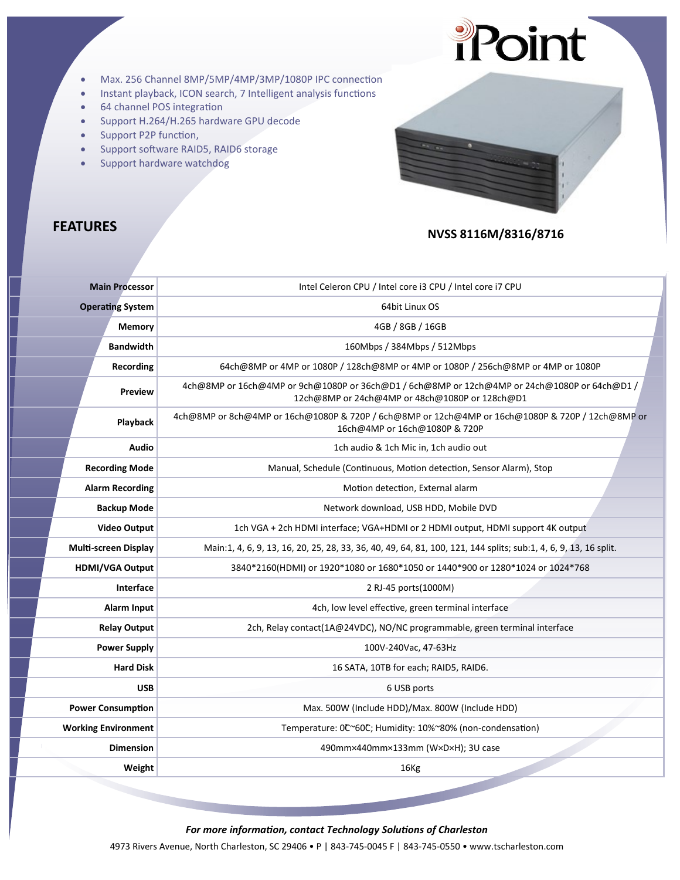iPoint

- Max. 256 Channel 8MP/5MP/4MP/3MP/1080P IPC connection
- Instant playback, ICON search, 7 Intelligent analysis functions
- 64 channel POS integration
- Support H.264/H.265 hardware GPU decode
- Support P2P function,
- Support software RAID5, RAID6 storage
- Support hardware watchdog

## FEATURES

## NVSS 8116M/8316/8716

| | |
|---|---|
| **Main Processor** | Intel Celeron CPU / Intel core i3 CPU / Intel core i7 CPU |
| **Operating System** | 64bit Linux OS |
| **Memory** | 4GB / 8GB / 16GB |
| **Bandwidth** | 160Mbps / 384Mbps / 512Mbps |
| **Recording** | 64ch@8MP or 4MP or 1080P / 128ch@8MP or 4MP or 1080P / 256ch@8MP or 4MP or 1080P |
| **Preview** | 4ch@8MP or 16ch@4MP or 9ch@1080P or 36ch@D1 / 6ch@8MP or 12ch@4MP or 24ch@1080P or 64ch@D1 / 12ch@8MP or 24ch@4MP or 48ch@1080P or 128ch@D1 |
| **Playback** | 4ch@8MP or 8ch@4MP or 16ch@1080P & 720P / 6ch@8MP or 12ch@4MP or 16ch@1080P & 720P / 12ch@8MP or 16ch@4MP or 16ch@1080P & 720P |
| **Audio** | 1ch audio & 1ch Mic in, 1ch audio out |
| **Recording Mode** | Manual, Schedule (Continuous, Motion detection, Sensor Alarm), Stop |
| **Alarm Recording** | Motion detection, External alarm |
| **Backup Mode** | Network download, USB HDD, Mobile DVD |
| **Video Output** | 1ch VGA + 2ch HDMI interface; VGA+HDMI or 2 HDMI output, HDMI support 4K output |
| **Multi-screen Display** | Main:1, 4, 6, 9, 13, 16, 20, 25, 28, 33, 36, 40, 49, 64, 81, 100, 121, 144 splits; sub:1, 4, 6, 9, 13, 16 split. |
| **HDMI/VGA Output** | 3840*2160(HDMI) or 1920*1080 or 1680*1050 or 1440*900 or 1280*1024 or 1024*768 |
| **Interface** | 2 RJ-45 ports(1000M) |
| **Alarm Input** | 4ch, low level effective, green terminal interface |
| **Relay Output** | 2ch, Relay contact(1A@24VDC), NO/NC programmable, green terminal interface |
| **Power Supply** | 100V-240Vac, 47-63Hz |
| **Hard Disk** | 16 SATA, 10TB for each; RAID5, RAID6. |
| **USB** | 6 USB ports |
| **Power Consumption** | Max. 500W (Include HDD)/Max. 800W (Include HDD) |
| **Working Environment** | Temperature: 0℃~60℃; Humidity: 10%~80% (non-condensation) |
| **Dimension** | 490mm×440mm×133mm (W×D×H); 3U case |
| **Weight** | 16Kg |

*For more information, contact Technology Solutions of Charleston*

4973 Rivers Avenue, North Charleston, SC 29406 • P | 843-745-0045 F | 843-745-0550 • www.tscharleston.com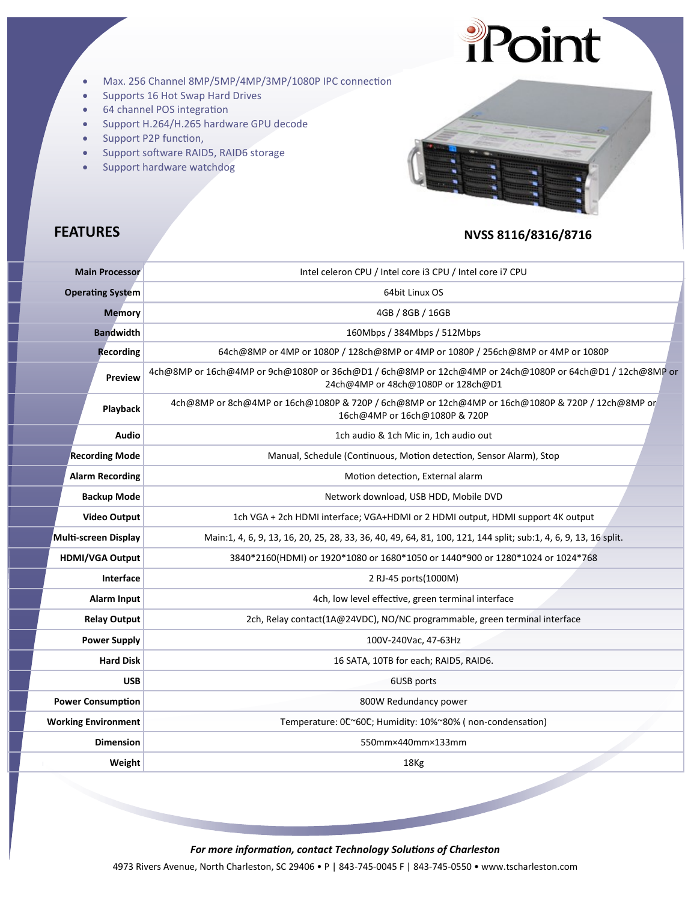iPoint

- Max. 256 Channel 8MP/5MP/4MP/3MP/1080P IPC connection
- Supports 16 Hot Swap Hard Drives
- 64 channel POS integration
- Support H.264/H.265 hardware GPU decode
- Support P2P function,
- Support software RAID5, RAID6 storage
- Support hardware watchdog

## FEATURES

### NVSS 8116/8316/8716

| | |
|---|---|
| **Main Processor** | Intel celeron CPU / Intel core i3 CPU / Intel core i7 CPU |
| **Operating System** | 64bit Linux OS |
| **Memory** | 4GB / 8GB / 16GB |
| **Bandwidth** | 160Mbps / 384Mbps / 512Mbps |
| **Recording** | 64ch@8MP or 4MP or 1080P / 128ch@8MP or 4MP or 1080P / 256ch@8MP or 4MP or 1080P |
| **Preview** | 4ch@8MP or 16ch@4MP or 9ch@1080P or 36ch@D1 / 6ch@8MP or 12ch@4MP or 24ch@1080P or 64ch@D1 / 12ch@8MP or 24ch@4MP or 48ch@1080P or 128ch@D1 |
| **Playback** | 4ch@8MP or 8ch@4MP or 16ch@1080P & 720P / 6ch@8MP or 12ch@4MP or 16ch@1080P & 720P / 12ch@8MP or 16ch@4MP or 16ch@1080P & 720P |
| **Audio** | 1ch audio & 1ch Mic in, 1ch audio out |
| **Recording Mode** | Manual, Schedule (Continuous, Motion detection, Sensor Alarm), Stop |
| **Alarm Recording** | Motion detection, External alarm |
| **Backup Mode** | Network download, USB HDD, Mobile DVD |
| **Video Output** | 1ch VGA + 2ch HDMI interface; VGA+HDMI or 2 HDMI output, HDMI support 4K output |
| **Multi-screen Display** | Main:1, 4, 6, 9, 13, 16, 20, 25, 28, 33, 36, 40, 49, 64, 81, 100, 121, 144 split; sub:1, 4, 6, 9, 13, 16 split. |
| **HDMI/VGA Output** | 3840*2160(HDMI) or 1920*1080 or 1680*1050 or 1440*900 or 1280*1024 or 1024*768 |
| **Interface** | 2 RJ-45 ports(1000M) |
| **Alarm Input** | 4ch, low level effective, green terminal interface |
| **Relay Output** | 2ch, Relay contact(1A@24VDC), NO/NC programmable, green terminal interface |
| **Power Supply** | 100V-240Vac, 47-63Hz |
| **Hard Disk** | 16 SATA, 10TB for each; RAID5, RAID6. |
| **USB** | 6USB ports |
| **Power Consumption** | 800W Redundancy power |
| **Working Environment** | Temperature: 0℃~60℃; Humidity: 10%~80% ( non-condensation) |
| **Dimension** | 550mm×440mm×133mm |
| **Weight** | 18Kg |

*For more information, contact Technology Solutions of Charleston*

4973 Rivers Avenue, North Charleston, SC 29406 • P | 843-745-0045 F | 843-745-0550 • www.tscharleston.com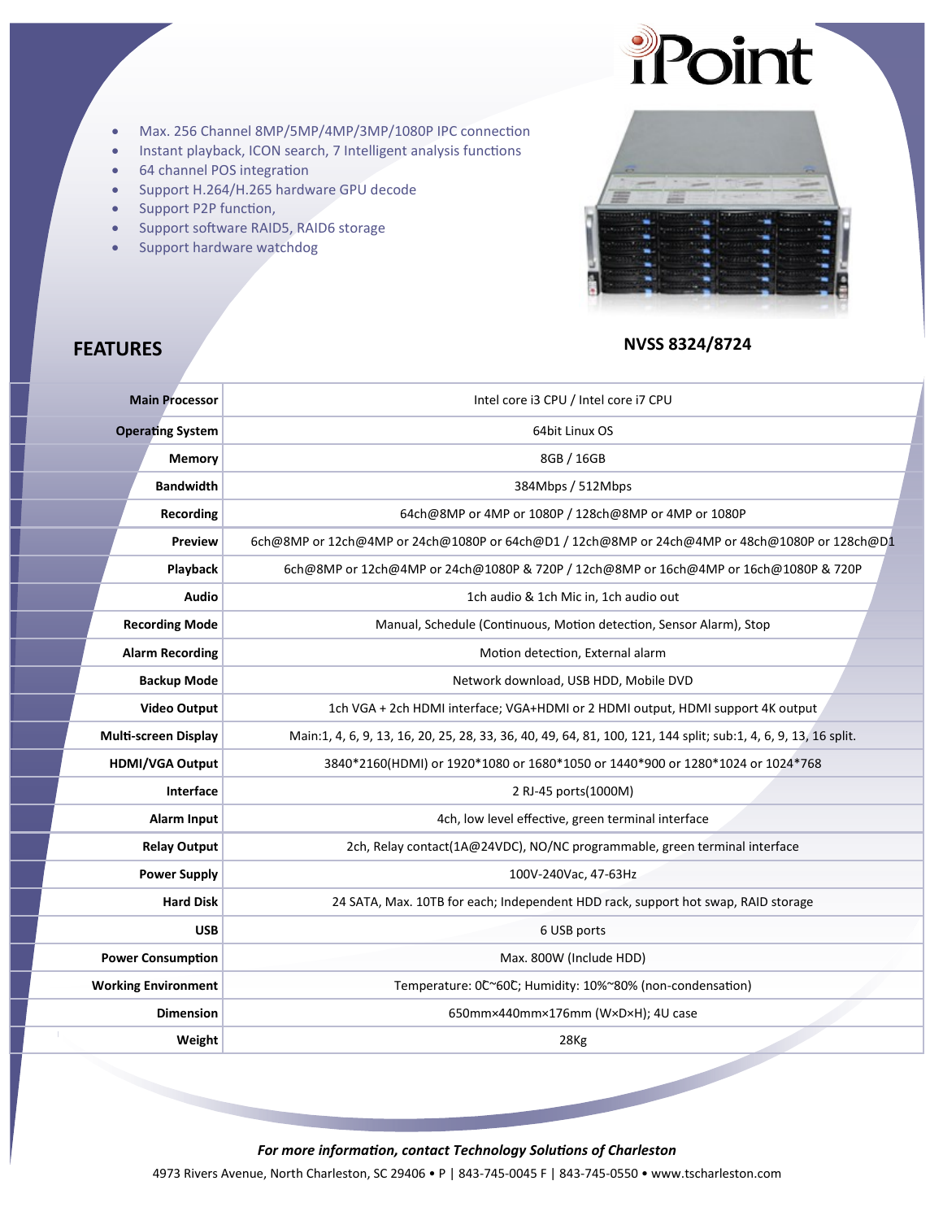iPoint

- Max. 256 Channel 8MP/5MP/4MP/3MP/1080P IPC connection
- Instant playback, ICON search, 7 Intelligent analysis functions
- 64 channel POS integration
- Support H.264/H.265 hardware GPU decode
- Support P2P function,
- Support software RAID5, RAID6 storage
- Support hardware watchdog

## FEATURES

**NVSS 8324/8724**

| | |
|---|---|
| **Main Processor** | Intel core i3 CPU / Intel core i7 CPU |
| **Operating System** | 64bit Linux OS |
| **Memory** | 8GB / 16GB |
| **Bandwidth** | 384Mbps / 512Mbps |
| **Recording** | 64ch@8MP or 4MP or 1080P / 128ch@8MP or 4MP or 1080P |
| **Preview** | 6ch@8MP or 12ch@4MP or 24ch@1080P or 64ch@D1 / 12ch@8MP or 24ch@4MP or 48ch@1080P or 128ch@D1 |
| **Playback** | 6ch@8MP or 12ch@4MP or 24ch@1080P & 720P / 12ch@8MP or 16ch@4MP or 16ch@1080P & 720P |
| **Audio** | 1ch audio & 1ch Mic in, 1ch audio out |
| **Recording Mode** | Manual, Schedule (Continuous, Motion detection, Sensor Alarm), Stop |
| **Alarm Recording** | Motion detection, External alarm |
| **Backup Mode** | Network download, USB HDD, Mobile DVD |
| **Video Output** | 1ch VGA + 2ch HDMI interface; VGA+HDMI or 2 HDMI output, HDMI support 4K output |
| **Multi-screen Display** | Main:1, 4, 6, 9, 13, 16, 20, 25, 28, 33, 36, 40, 49, 64, 81, 100, 121, 144 split; sub:1, 4, 6, 9, 13, 16 split. |
| **HDMI/VGA Output** | 3840*2160(HDMI) or 1920*1080 or 1680*1050 or 1440*900 or 1280*1024 or 1024*768 |
| **Interface** | 2 RJ-45 ports(1000M) |
| **Alarm Input** | 4ch, low level effective, green terminal interface |
| **Relay Output** | 2ch, Relay contact(1A@24VDC), NO/NC programmable, green terminal interface |
| **Power Supply** | 100V-240Vac, 47-63Hz |
| **Hard Disk** | 24 SATA, Max. 10TB for each; Independent HDD rack, support hot swap, RAID storage |
| **USB** | 6 USB ports |
| **Power Consumption** | Max. 800W (Include HDD) |
| **Working Environment** | Temperature: 0℃~60℃; Humidity: 10%~80% (non-condensation) |
| **Dimension** | 650mm×440mm×176mm (W×D×H); 4U case |
| **Weight** | 28Kg |

*For more information, contact Technology Solutions of Charleston*

4973 Rivers Avenue, North Charleston, SC 29406 • P | 843-745-0045 F | 843-745-0550 • www.tscharleston.com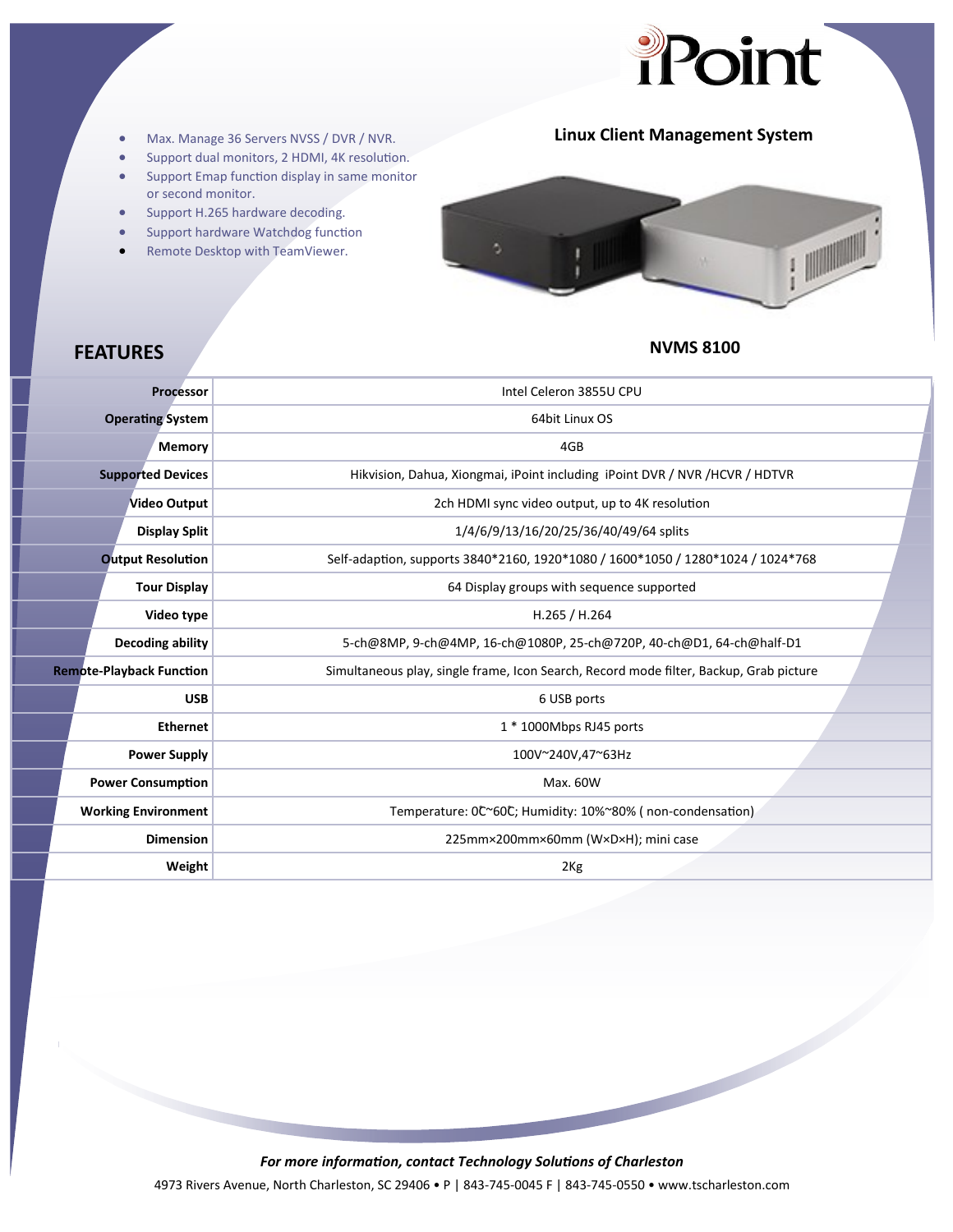iPoint

- Max. Manage 36 Servers NVSS / DVR / NVR.
- Support dual monitors, 2 HDMI, 4K resolution.
- Support Emap function display in same monitor or second monitor.
- Support H.265 hardware decoding.
- Support hardware Watchdog function
- Remote Desktop with TeamViewer.

**Linux Client Management System**

## FEATURES

**NVMS 8100**

| | |
|---|---|
| **Processor** | Intel Celeron 3855U CPU |
| **Operating System** | 64bit Linux OS |
| **Memory** | 4GB |
| **Supported Devices** | Hikvision, Dahua, Xiongmai, iPoint including iPoint DVR / NVR /HCVR / HDTVR |
| **Video Output** | 2ch HDMI sync video output, up to 4K resolution |
| **Display Split** | 1/4/6/9/13/16/20/25/36/40/49/64 splits |
| **Output Resolution** | Self-adaption, supports 3840*2160, 1920*1080 / 1600*1050 / 1280*1024 / 1024*768 |
| **Tour Display** | 64 Display groups with sequence supported |
| **Video type** | H.265 / H.264 |
| **Decoding ability** | 5-ch@8MP, 9-ch@4MP, 16-ch@1080P, 25-ch@720P, 40-ch@D1, 64-ch@half-D1 |
| **Remote-Playback Function** | Simultaneous play, single frame, Icon Search, Record mode filter, Backup, Grab picture |
| **USB** | 6 USB ports |
| **Ethernet** | 1 * 1000Mbps RJ45 ports |
| **Power Supply** | 100V~240V,47~63Hz |
| **Power Consumption** | Max. 60W |
| **Working Environment** | Temperature: 0℃~60℃; Humidity: 10%~80% ( non-condensation) |
| **Dimension** | 225mm×200mm×60mm (W×D×H); mini case |
| **Weight** | 2Kg |

***For more information, contact Technology Solutions of Charleston***

4973 Rivers Avenue, North Charleston, SC 29406 • P | 843-745-0045 F | 843-745-0550 • www.tscharleston.com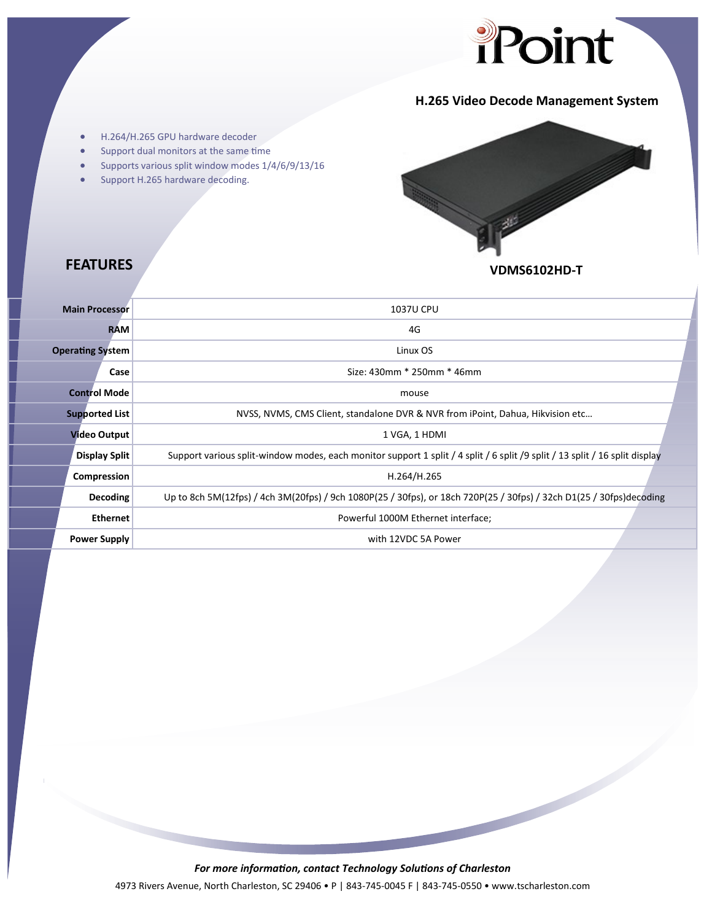# iPoint

## H.265 Video Decode Management System

- H.264/H.265 GPU hardware decoder
- Support dual monitors at the same time
- Supports various split window modes 1/4/6/9/13/16
- Support H.265 hardware decoding.

**VDMS6102HD-T**

## FEATURES

| | |
|---|---|
| **Main Processor** | 1037U CPU |
| **RAM** | 4G |
| **Operating System** | Linux OS |
| **Case** | Size: 430mm * 250mm * 46mm |
| **Control Mode** | mouse |
| **Supported List** | NVSS, NVMS, CMS Client, standalone DVR & NVR from iPoint, Dahua, Hikvision etc… |
| **Video Output** | 1 VGA, 1 HDMI |
| **Display Split** | Support various split-window modes, each monitor support 1 split / 4 split / 6 split /9 split / 13 split / 16 split display |
| **Compression** | H.264/H.265 |
| **Decoding** | Up to 8ch 5M(12fps) / 4ch 3M(20fps) / 9ch 1080P(25 / 30fps), or 18ch 720P(25 / 30fps) / 32ch D1(25 / 30fps)decoding |
| **Ethernet** | Powerful 1000M Ethernet interface; |
| **Power Supply** | with 12VDC 5A Power |

***For more information, contact Technology Solutions of Charleston***

4973 Rivers Avenue, North Charleston, SC 29406 • P | 843-745-0045 F | 843-745-0550 • www.tscharleston.com